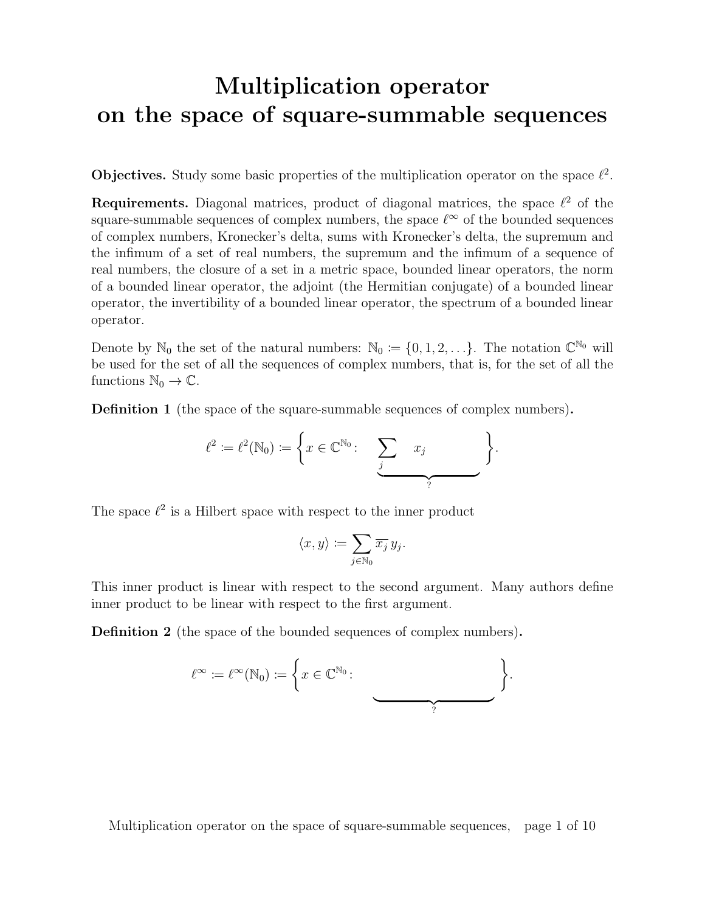# Multiplication operator on the space of square-summable sequences

**Objectives.** Study some basic properties of the multiplication operator on the space $\ell^2$.

**Requirements.** Diagonal matrices, product of diagonal matrices, the space $\ell^2$ of the square-summable sequences of complex numbers, the space $\ell^\infty$ of the bounded sequences of complex numbers, Kronecker's delta, sums with Kronecker's delta, the supremum and the infimum of a set of real numbers, the supremum and the infimum of a sequence of real numbers, the closure of a set in a metric space, bounded linear operators, the norm of a bounded linear operator, the adjoint (the Hermitian conjugate) of a bounded linear operator, the invertibility of a bounded linear operator, the spectrum of a bounded linear operator.

Denote by $\mathbb{N}_0$ the set of the natural numbers: $\mathbb{N}_0 := \{0, 1, 2, \ldots\}$. The notation $\mathbb{C}^{\mathbb{N}_0}$ will be used for the set of all the sequences of complex numbers, that is, for the set of all the functions $\mathbb{N}_0 \to \mathbb{C}$.

**Definition 1** (the space of the square-summable sequences of complex numbers)**.**

$$\ell^2 := \ell^2(\mathbb{N}_0) := \Bigg\{ x \in \mathbb{C}^{\mathbb{N}_0} \colon \quad \underbrace{\sum_j \quad x_j \qquad\qquad}_{?} \Bigg\}.$$

The space $\ell^2$ is a Hilbert space with respect to the inner product

$$\langle x, y \rangle := \sum_{j \in \mathbb{N}_0} \overline{x_j}\, y_j.$$

This inner product is linear with respect to the second argument. Many authors define inner product to be linear with respect to the first argument.

**Definition 2** (the space of the bounded sequences of complex numbers)**.**

$$\ell^\infty := \ell^\infty(\mathbb{N}_0) := \Bigg\{ x \in \mathbb{C}^{\mathbb{N}_0} \colon \quad \underbrace{\qquad\qquad\qquad\qquad}_{?} \Bigg\}.$$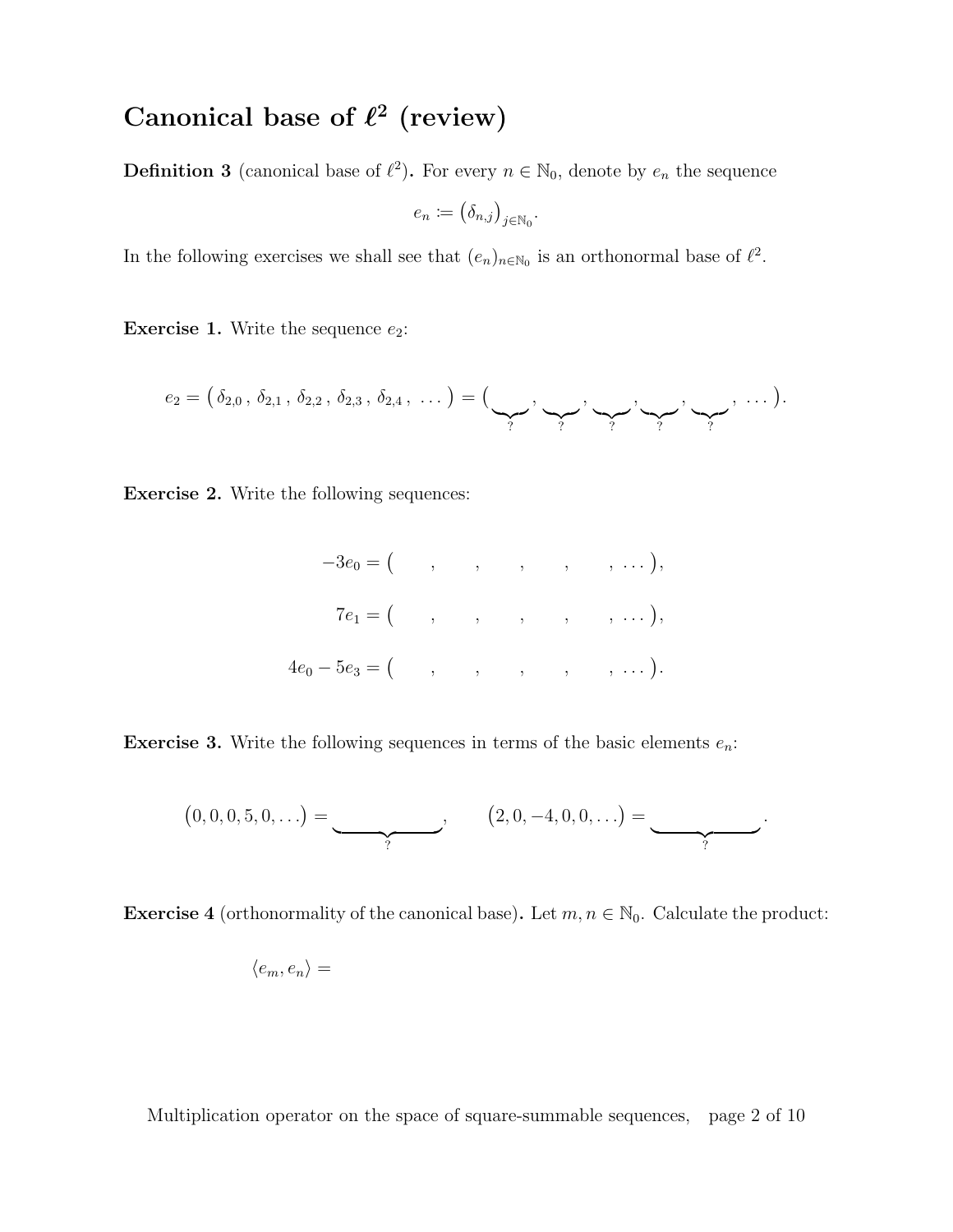# Canonical base of $\ell^2$ (review)

**Definition 3** (canonical base of $\ell^2$)**.** For every $n \in \mathbb{N}_0$, denote by $e_n$ the sequence

$$e_n \coloneqq \big(\delta_{n,j}\big)_{j \in \mathbb{N}_0}.$$

In the following exercises we shall see that $(e_n)_{n \in \mathbb{N}_0}$ is an orthonormal base of $\ell^2$.

**Exercise 1.** Write the sequence $e_2$:

$$e_2 = \big(\, \delta_{2,0}\,,\, \delta_{2,1}\,,\, \delta_{2,2}\,,\, \delta_{2,3}\,,\, \delta_{2,4}\,,\, \ldots\,\big) = \big(\underbrace{\qquad}_{?}, \underbrace{\qquad}_{?}, \underbrace{\qquad}_{?}, \underbrace{\qquad}_{?}, \underbrace{\qquad}_{?}, \ \ldots\,\big).$$

**Exercise 2.** Write the following sequences:

$$-3e_0 = (\qquad, \qquad, \qquad, \qquad, \qquad, \ \ldots\,),$$

$$7e_1 = (\qquad, \qquad, \qquad, \qquad, \qquad, \ \ldots\,),$$

$$4e_0 - 5e_3 = (\qquad, \qquad, \qquad, \qquad, \qquad, \ \ldots\,).$$

**Exercise 3.** Write the following sequences in terms of the basic elements $e_n$:

$$\big(0, 0, 0, 5, 0, \ldots\big) = \underbrace{\qquad\qquad}_{?}, \qquad \big(2, 0, -4, 0, 0, \ldots\big) = \underbrace{\qquad\qquad}_{?}.$$

**Exercise 4** (orthonormality of the canonical base)**.** Let $m, n \in \mathbb{N}_0$. Calculate the product:

$$\langle e_m, e_n \rangle =$$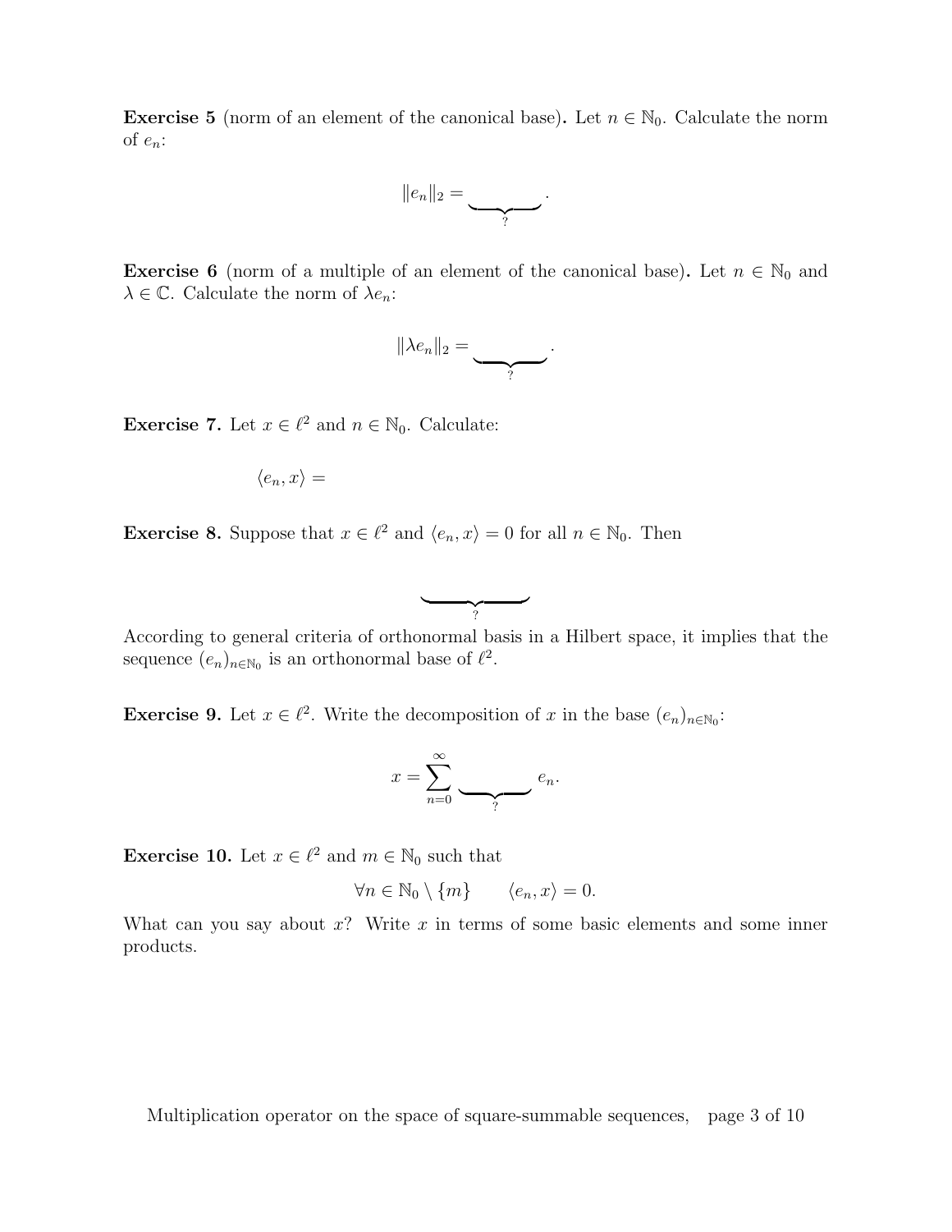**Exercise 5** (norm of an element of the canonical base)**.** Let $n \in \mathbb{N}_0$. Calculate the norm of $e_n$:

$$\|e_n\|_2 = \underbrace{\qquad\quad}_{?}.$$

**Exercise 6** (norm of a multiple of an element of the canonical base)**.** Let $n \in \mathbb{N}_0$ and $\lambda \in \mathbb{C}$. Calculate the norm of $\lambda e_n$:

$$\|\lambda e_n\|_2 = \underbrace{\qquad\quad}_{?}.$$

**Exercise 7.** Let $x \in \ell^2$ and $n \in \mathbb{N}_0$. Calculate:

$$\langle e_n, x \rangle =$$

**Exercise 8.** Suppose that $x \in \ell^2$ and $\langle e_n, x \rangle = 0$ for all $n \in \mathbb{N}_0$. Then

$$\underbrace{\qquad\qquad}_{?}$$

According to general criteria of orthonormal basis in a Hilbert space, it implies that the sequence $(e_n)_{n \in \mathbb{N}_0}$ is an orthonormal base of $\ell^2$.

**Exercise 9.** Let $x \in \ell^2$. Write the decomposition of $x$ in the base $(e_n)_{n \in \mathbb{N}_0}$:

$$x = \sum_{n=0}^{\infty} \underbrace{\qquad\quad}_{?} e_n.$$

**Exercise 10.** Let $x \in \ell^2$ and $m \in \mathbb{N}_0$ such that

$$\forall n \in \mathbb{N}_0 \setminus \{m\} \qquad \langle e_n, x \rangle = 0.$$

What can you say about $x$? Write $x$ in terms of some basic elements and some inner products.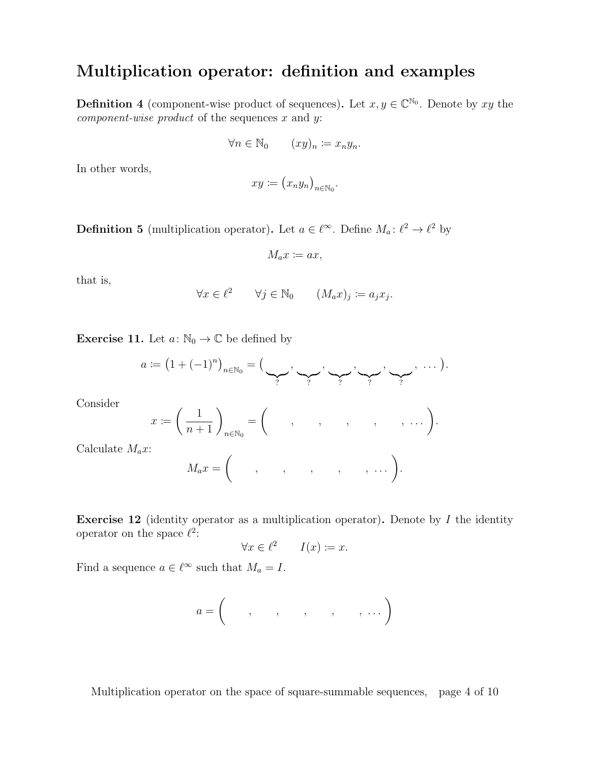## Multiplication operator: definition and examples

**Definition 4** (component-wise product of sequences)**.** Let $x, y \in \mathbb{C}^{\mathbb{N}_0}$. Denote by $xy$ the *component-wise product* of the sequences $x$ and $y$:

$$\forall n \in \mathbb{N}_0 \qquad (xy)_n := x_n y_n.$$

In other words,

$$xy := \big(x_n y_n\big)_{n \in \mathbb{N}_0}.$$

**Definition 5** (multiplication operator)**.** Let $a \in \ell^\infty$. Define $M_a \colon \ell^2 \to \ell^2$ by

$$M_a x := ax,$$

that is,

$$\forall x \in \ell^2 \qquad \forall j \in \mathbb{N}_0 \qquad (M_a x)_j := a_j x_j.$$

**Exercise 11.** Let $a \colon \mathbb{N}_0 \to \mathbb{C}$ be defined by

$$a := \big(1 + (-1)^n\big)_{n \in \mathbb{N}_0} = (\underbrace{\qquad}_{?}, \underbrace{\qquad}_{?}, \underbrace{\qquad}_{?}, \underbrace{\qquad}_{?}, \underbrace{\qquad}_{?}, \ \ldots).$$

Consider

$$x := \left(\frac{1}{n+1}\right)_{n \in \mathbb{N}_0} = \Bigg( \qquad , \qquad , \qquad , \qquad , \qquad , \ \ldots \Bigg).$$

Calculate $M_a x$:

$$M_a x = \Bigg( \qquad , \qquad , \qquad , \qquad , \qquad , \ \ldots \Bigg).$$

**Exercise 12** (identity operator as a multiplication operator)**.** Denote by $I$ the identity operator on the space $\ell^2$:

$$\forall x \in \ell^2 \qquad I(x) := x.$$

Find a sequence $a \in \ell^\infty$ such that $M_a = I$.

$$a = \Bigg( \qquad , \qquad , \qquad , \qquad , \qquad , \ \ldots \Bigg)$$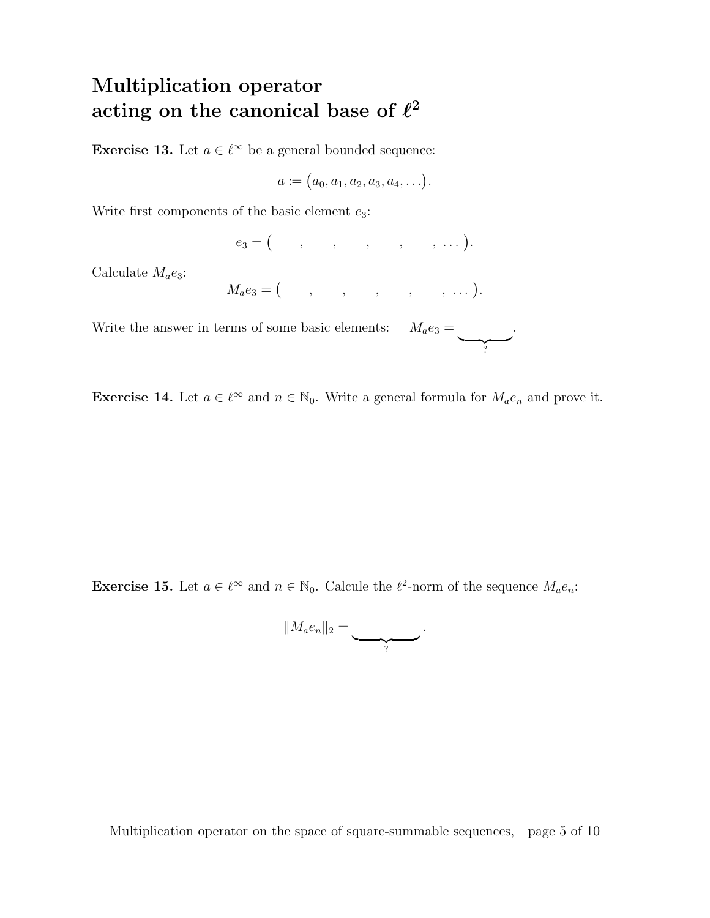# Multiplication operator acting on the canonical base of $\ell^2$

**Exercise 13.** Let $a \in \ell^\infty$ be a general bounded sequence:

$$a := \big(a_0, a_1, a_2, a_3, a_4, \ldots\big).$$

Write first components of the basic element $e_3$:

$$e_3 = \big( \qquad , \qquad , \qquad , \qquad , \qquad , \, \ldots \big).$$

Calculate $M_a e_3$:

$$M_a e_3 = \big( \qquad , \qquad , \qquad , \qquad , \qquad , \, \ldots \big).$$

Write the answer in terms of some basic elements: $\quad M_a e_3 = \underbrace{\qquad\qquad}_{?}.$

**Exercise 14.** Let $a \in \ell^\infty$ and $n \in \mathbb{N}_0$. Write a general formula for $M_a e_n$ and prove it.

**Exercise 15.** Let $a \in \ell^\infty$ and $n \in \mathbb{N}_0$. Calcule the $\ell^2$-norm of the sequence $M_a e_n$:

$$\|M_a e_n\|_2 = \underbrace{\qquad\qquad\qquad}_{?}.$$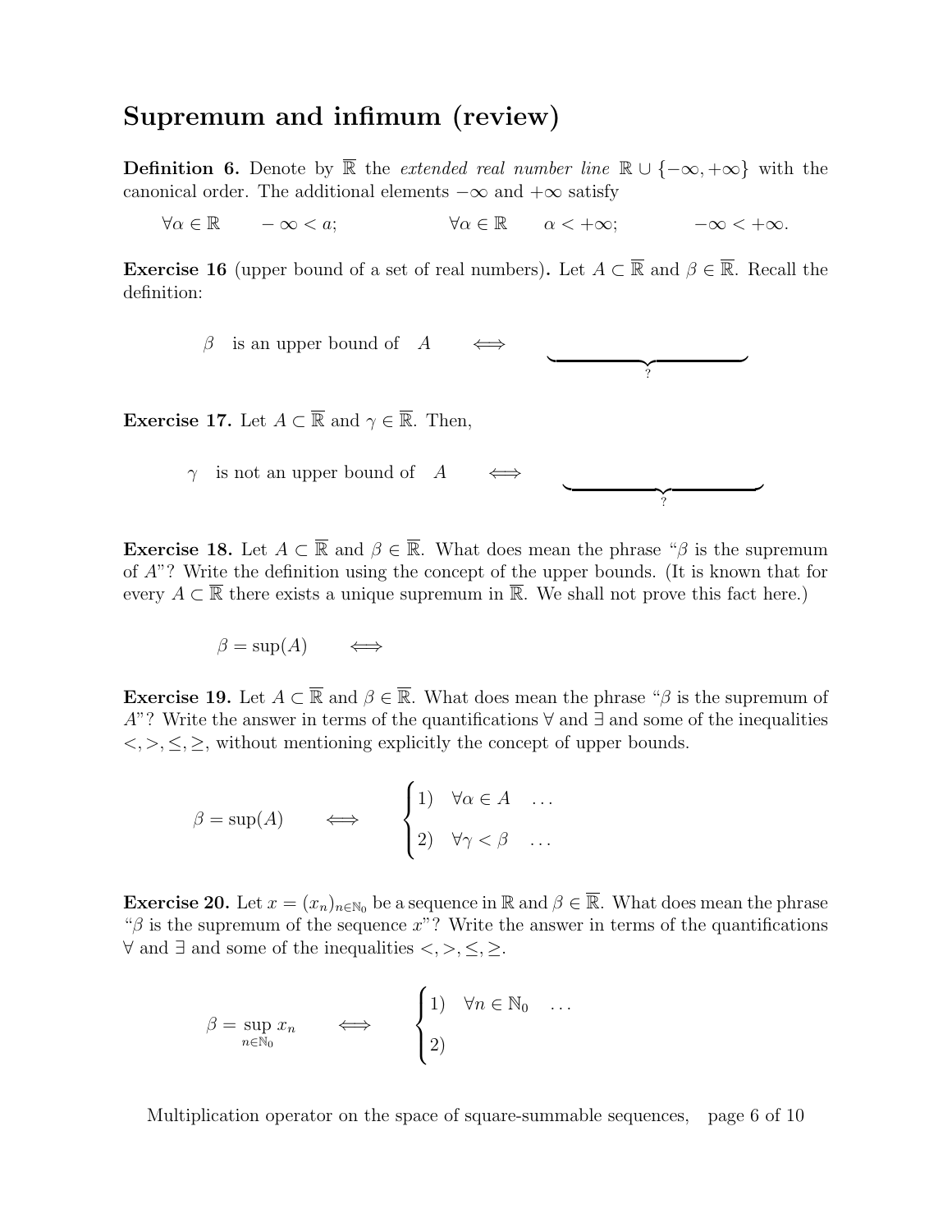## Supremum and infimum (review)

**Definition 6.** Denote by $\overline{\mathbb{R}}$ the *extended real number line* $\mathbb{R} \cup \{-\infty, +\infty\}$ with the canonical order. The additional elements $-\infty$ and $+\infty$ satisfy

$$\forall \alpha \in \mathbb{R} \qquad -\infty < a; \qquad\qquad \forall \alpha \in \mathbb{R} \qquad \alpha < +\infty; \qquad\qquad -\infty < +\infty.$$

**Exercise 16** (upper bound of a set of real numbers)**.** Let $A \subset \overline{\mathbb{R}}$ and $\beta \in \overline{\mathbb{R}}$. Recall the definition:

$$\beta \quad \text{is an upper bound of} \quad A \qquad \Longleftrightarrow \qquad \underbrace{\hspace{5cm}}_{?}$$

**Exercise 17.** Let $A \subset \overline{\mathbb{R}}$ and $\gamma \in \overline{\mathbb{R}}$. Then,

$$\gamma \quad \text{is not an upper bound of} \quad A \qquad \Longleftrightarrow \qquad \underbrace{\hspace{5cm}}_{?}$$

**Exercise 18.** Let $A \subset \overline{\mathbb{R}}$ and $\beta \in \overline{\mathbb{R}}$. What does mean the phrase "$\beta$ is the supremum of $A$"? Write the definition using the concept of the upper bounds. (It is known that for every $A \subset \overline{\mathbb{R}}$ there exists a unique supremum in $\overline{\mathbb{R}}$. We shall not prove this fact here.)

$$\beta = \sup(A) \qquad \Longleftrightarrow$$

**Exercise 19.** Let $A \subset \overline{\mathbb{R}}$ and $\beta \in \overline{\mathbb{R}}$. What does mean the phrase "$\beta$ is the supremum of $A$"? Write the answer in terms of the quantifications $\forall$ and $\exists$ and some of the inequalities $<, >, \leq, \geq$, without mentioning explicitly the concept of upper bounds.

$$\beta = \sup(A) \qquad \Longleftrightarrow \qquad \begin{cases} 1) \quad \forall \alpha \in A \quad \ldots \\[2ex] 2) \quad \forall \gamma < \beta \quad \ldots \end{cases}$$

**Exercise 20.** Let $x = (x_n)_{n \in \mathbb{N}_0}$ be a sequence in $\mathbb{R}$ and $\beta \in \overline{\mathbb{R}}$. What does mean the phrase "$\beta$ is the supremum of the sequence $x$"? Write the answer in terms of the quantifications $\forall$ and $\exists$ and some of the inequalities $<, >, \leq, \geq$.

$$\beta = \sup_{n \in \mathbb{N}_0} x_n \qquad \Longleftrightarrow \qquad \begin{cases} 1) \quad \forall n \in \mathbb{N}_0 \quad \ldots \\[2ex] 2) \end{cases}$$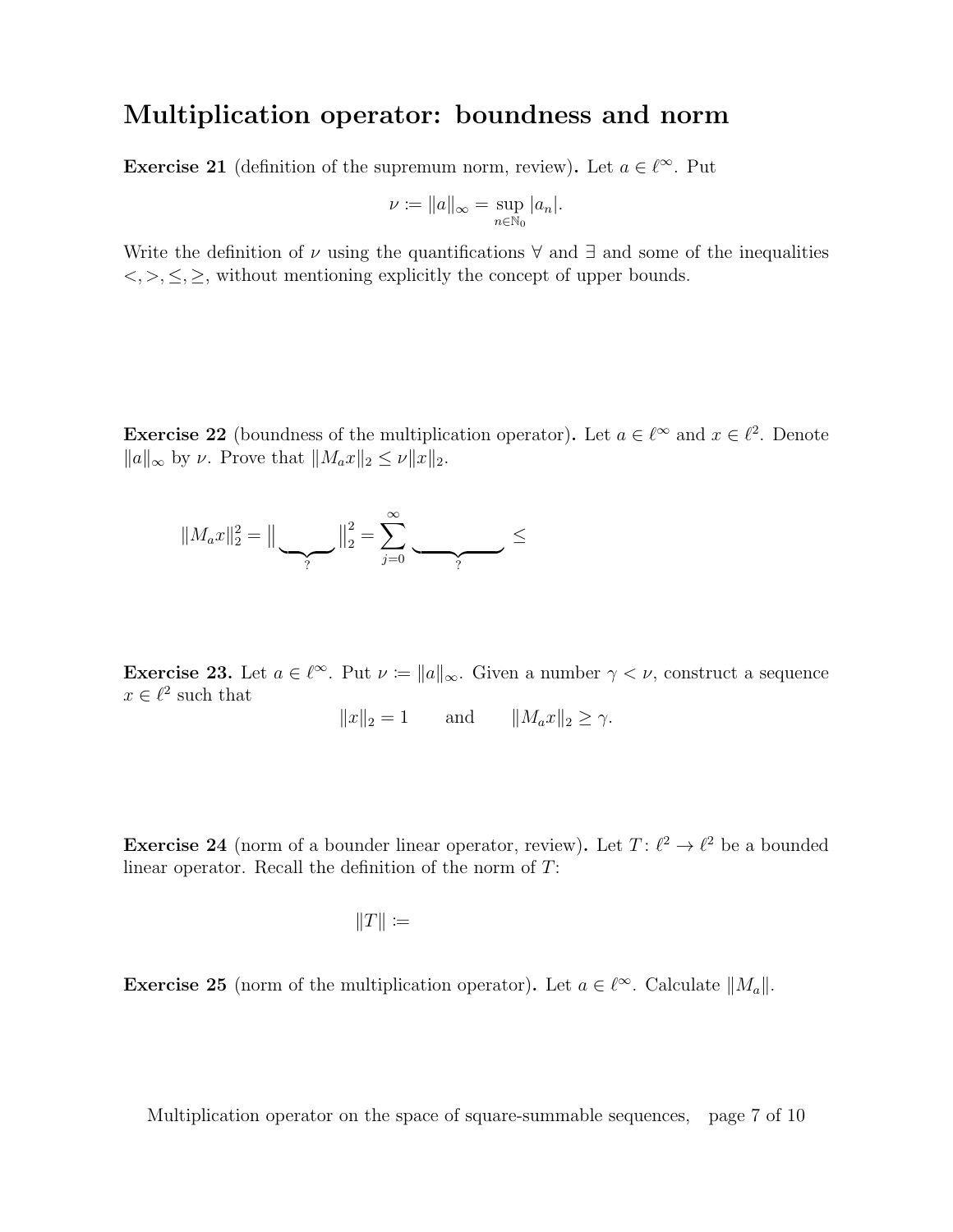# Multiplication operator: boundness and norm

**Exercise 21** (definition of the supremum norm, review)**.** Let $a \in \ell^\infty$. Put

$$\nu := \|a\|_\infty = \sup_{n \in \mathbb{N}_0} |a_n|.$$

Write the definition of $\nu$ using the quantifications $\forall$ and $\exists$ and some of the inequalities $<, >, \leq, \geq$, without mentioning explicitly the concept of upper bounds.

**Exercise 22** (boundness of the multiplication operator)**.** Let $a \in \ell^\infty$ and $x \in \ell^2$. Denote $\|a\|_\infty$ by $\nu$. Prove that $\|M_a x\|_2 \leq \nu \|x\|_2$.

$$\|M_a x\|_2^2 = \| \underbrace{\qquad}_{?} \|_2^2 = \sum_{j=0}^{\infty} \underbrace{\qquad\qquad}_{?} \leq$$

**Exercise 23.** Let $a \in \ell^\infty$. Put $\nu := \|a\|_\infty$. Given a number $\gamma < \nu$, construct a sequence $x \in \ell^2$ such that

$$\|x\|_2 = 1 \qquad \text{and} \qquad \|M_a x\|_2 \geq \gamma.$$

**Exercise 24** (norm of a bounder linear operator, review)**.** Let $T \colon \ell^2 \to \ell^2$ be a bounded linear operator. Recall the definition of the norm of $T$:

$$\|T\| :=$$

**Exercise 25** (norm of the multiplication operator)**.** Let $a \in \ell^\infty$. Calculate $\|M_a\|$.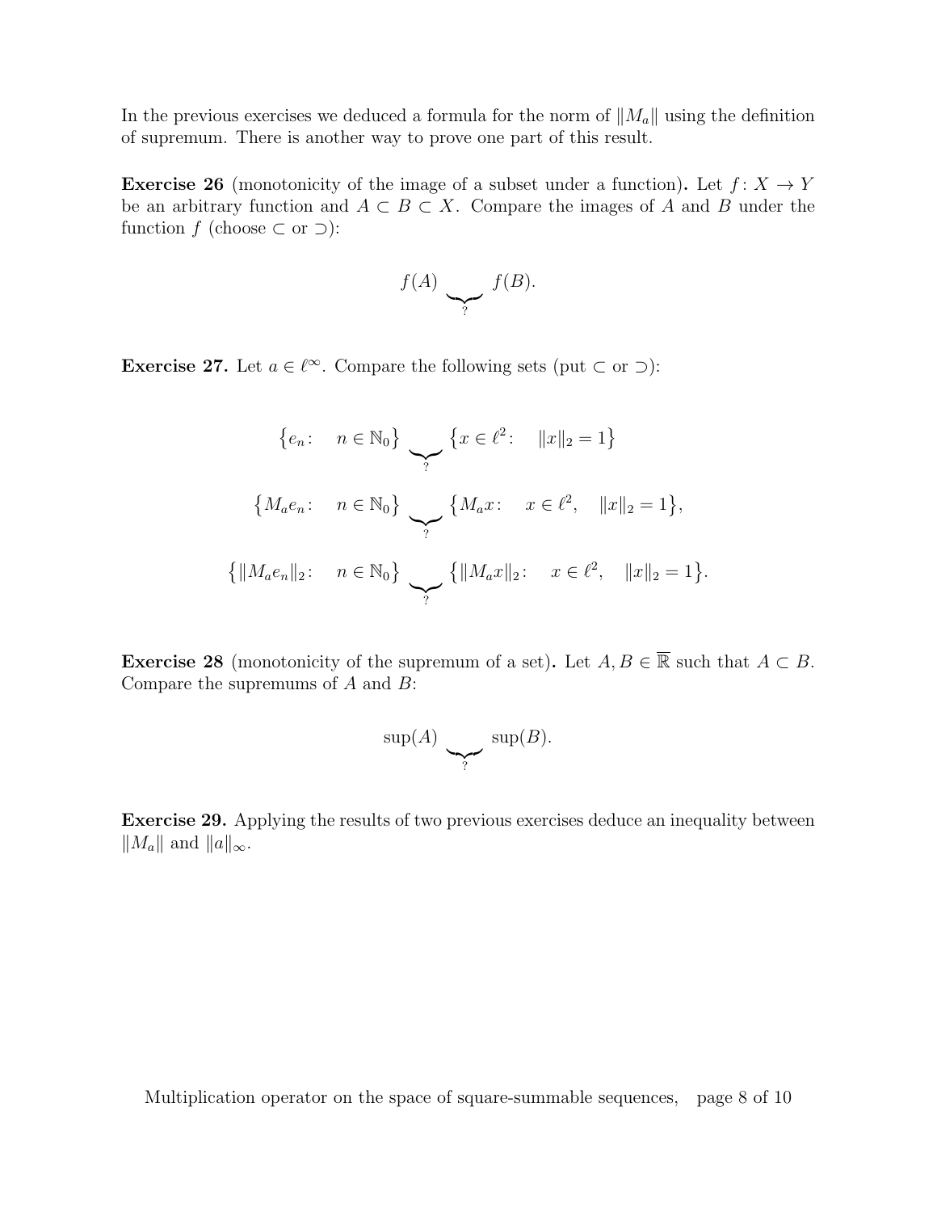In the previous exercises we deduced a formula for the norm of $\|M_a\|$ using the definition of supremum. There is another way to prove one part of this result.

**Exercise 26** (monotonicity of the image of a subset under a function)**.** Let $f\colon X \to Y$ be an arbitrary function and $A \subset B \subset X$. Compare the images of $A$ and $B$ under the function $f$ (choose $\subset$ or $\supset$):

$$f(A) \underbrace{\quad}_{?} f(B).$$

**Exercise 27.** Let $a \in \ell^\infty$. Compare the following sets (put $\subset$ or $\supset$):

$$\{e_n\colon \quad n \in \mathbb{N}_0\} \underbrace{\quad}_{?} \{x \in \ell^2\colon \quad \|x\|_2 = 1\}$$

$$\{M_a e_n\colon \quad n \in \mathbb{N}_0\} \underbrace{\quad}_{?} \{M_a x\colon \quad x \in \ell^2, \quad \|x\|_2 = 1\},$$

$$\{\|M_a e_n\|_2\colon \quad n \in \mathbb{N}_0\} \underbrace{\quad}_{?} \{\|M_a x\|_2\colon \quad x \in \ell^2, \quad \|x\|_2 = 1\}.$$

**Exercise 28** (monotonicity of the supremum of a set)**.** Let $A, B \in \overline{\mathbb{R}}$ such that $A \subset B$. Compare the supremums of $A$ and $B$:

$$\sup(A) \underbrace{\quad}_{?} \sup(B).$$

**Exercise 29.** Applying the results of two previous exercises deduce an inequality between $\|M_a\|$ and $\|a\|_\infty$.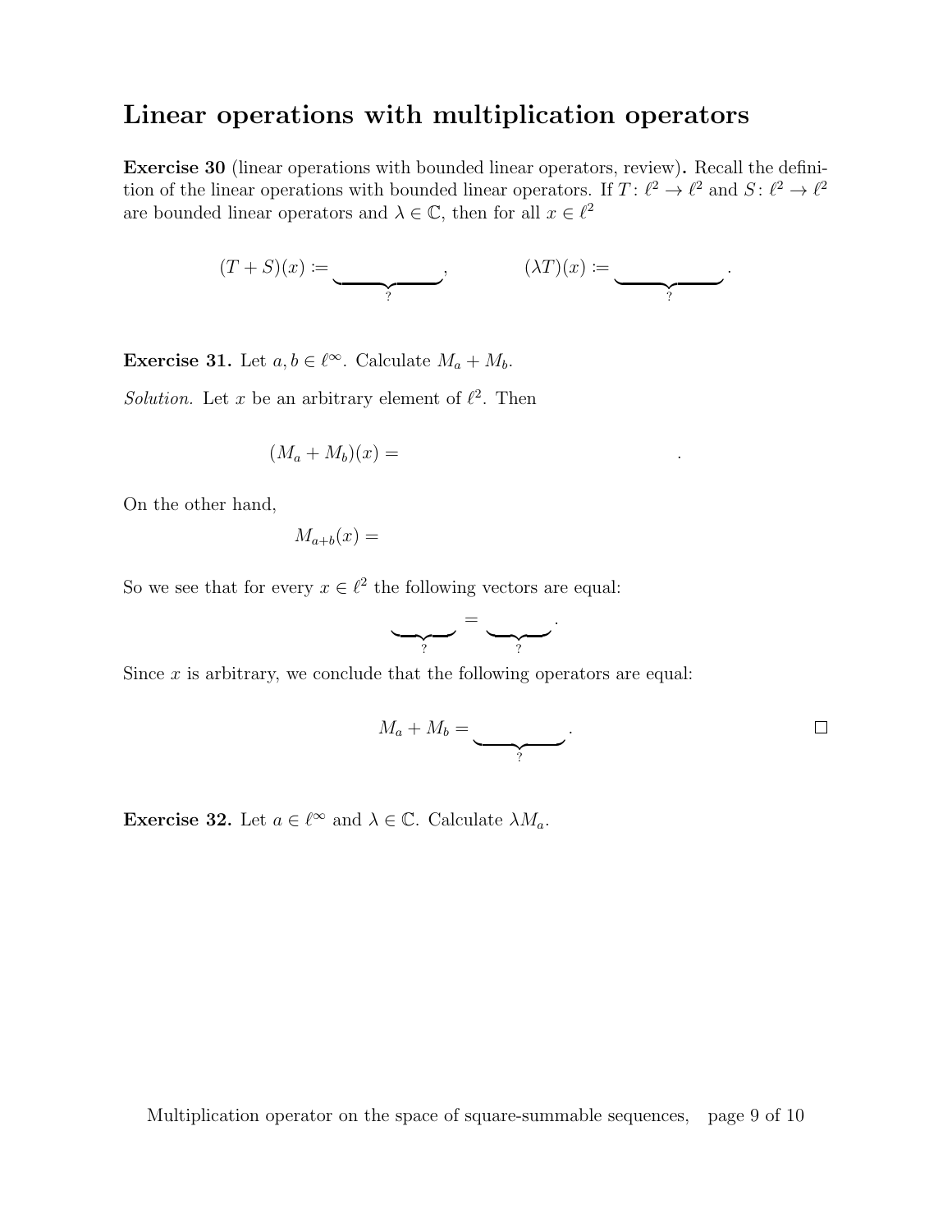## Linear operations with multiplication operators

**Exercise 30** (linear operations with bounded linear operators, review)**.** Recall the definition of the linear operations with bounded linear operators. If $T\colon \ell^2 \to \ell^2$ and $S\colon \ell^2 \to \ell^2$ are bounded linear operators and $\lambda \in \mathbb{C}$, then for all $x \in \ell^2$

$$(T+S)(x) \coloneqq \underbrace{\qquad\qquad}_{?}, \qquad\qquad (\lambda T)(x) \coloneqq \underbrace{\qquad\qquad}_{?}.$$

**Exercise 31.** Let $a, b \in \ell^\infty$. Calculate $M_a + M_b$.

*Solution.* Let $x$ be an arbitrary element of $\ell^2$. Then

$$(M_a + M_b)(x) = \qquad\qquad\qquad\qquad\qquad\qquad.$$

On the other hand,

$$M_{a+b}(x) =$$

So we see that for every $x \in \ell^2$ the following vectors are equal:

$$\underbrace{\qquad}_{?} = \underbrace{\qquad}_{?}.$$

Since $x$ is arbitrary, we conclude that the following operators are equal:

$$M_a + M_b = \underbrace{\qquad\qquad}_{?}.$$

□

**Exercise 32.** Let $a \in \ell^\infty$ and $\lambda \in \mathbb{C}$. Calculate $\lambda M_a$.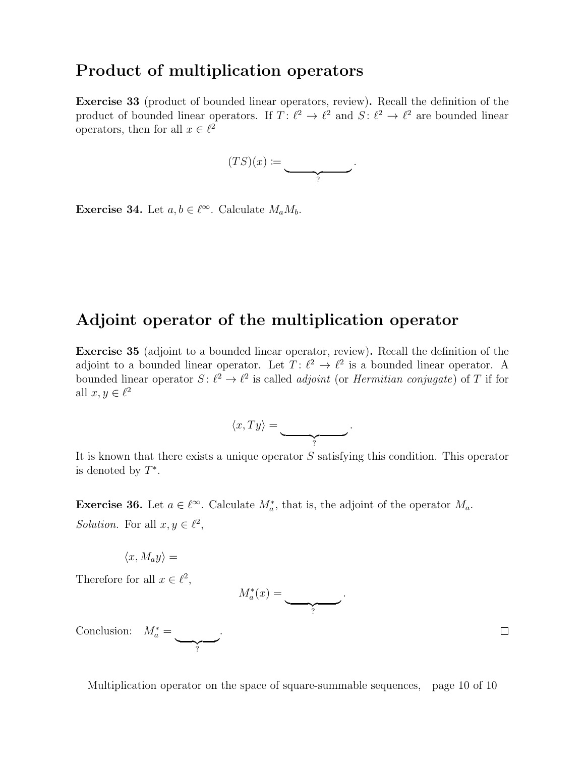## Product of multiplication operators

**Exercise 33** (product of bounded linear operators, review)**.** Recall the definition of the product of bounded linear operators. If $T\colon \ell^2 \to \ell^2$ and $S\colon \ell^2 \to \ell^2$ are bounded linear operators, then for all $x \in \ell^2$

$$(TS)(x) \coloneqq \underbrace{\qquad\qquad}_{?}.$$

**Exercise 34.** Let $a, b \in \ell^\infty$. Calculate $M_a M_b$.

## Adjoint operator of the multiplication operator

**Exercise 35** (adjoint to a bounded linear operator, review)**.** Recall the definition of the adjoint to a bounded linear operator. Let $T\colon \ell^2 \to \ell^2$ is a bounded linear operator. A bounded linear operator $S\colon \ell^2 \to \ell^2$ is called *adjoint* (or *Hermitian conjugate*) of $T$ if for all $x, y \in \ell^2$

$$\langle x, Ty \rangle = \underbrace{\qquad\qquad}_{?}.$$

It is known that there exists a unique operator $S$ satisfying this condition. This operator is denoted by $T^*$.

**Exercise 36.** Let $a \in \ell^\infty$. Calculate $M_a^*$, that is, the adjoint of the operator $M_a$.

*Solution.* For all $x, y \in \ell^2$,

$$\langle x, M_a y \rangle =$$

Therefore for all $x \in \ell^2$,

$$M_a^*(x) = \underbrace{\qquad\qquad}_{?}.$$

Conclusion: $\quad M_a^* = \underbrace{\qquad\quad}_{?}.$ □